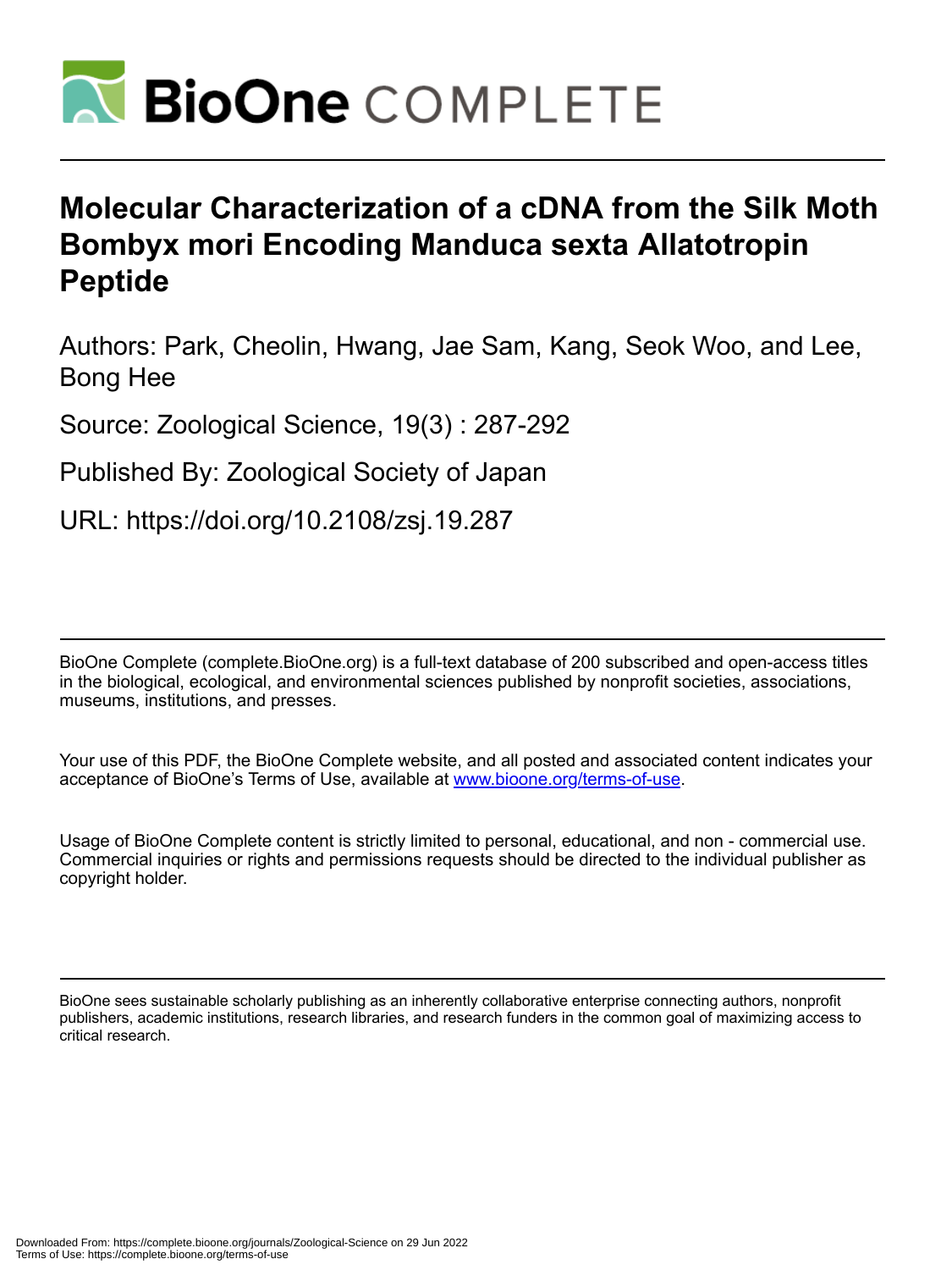# Molecular Characterization of a cDNA from the Silk Moth Bombyx mori Encoding Manduca sexta Allatotropin Peptide

Authors: Park, Cheolin, Hwang, Jae Sam, Kang, Seok Woo, and Lee, Bong Hee

Source: Zoological Science, 19(3) : 287-292

Published By: Zoological Society of Japan

URL: https://doi.org/10.2108/zsj.19.287

BioOne Complete (complete.BioOne.org) is a full-text database of 200 subscribed and open-access titles in the biological, ecological, and environmental sciences published by nonprofit societies, associations, museums, institutions, and presses.

Your use of this PDF, the BioOne Complete website, and all posted and associated content indicates your acceptance of BioOne's Terms of Use, available at www.bioone.org/terms-of-use.

Usage of BioOne Complete content is strictly limited to personal, educational, and non - commercial use. Commercial inquiries or rights and permissions requests should be directed to the individual publisher as copyright holder.

BioOne sees sustainable scholarly publishing as an inherently collaborative enterprise connecting authors, nonprofit publishers, academic institutions, research libraries, and research funders in the common goal of maximizing access to critical research.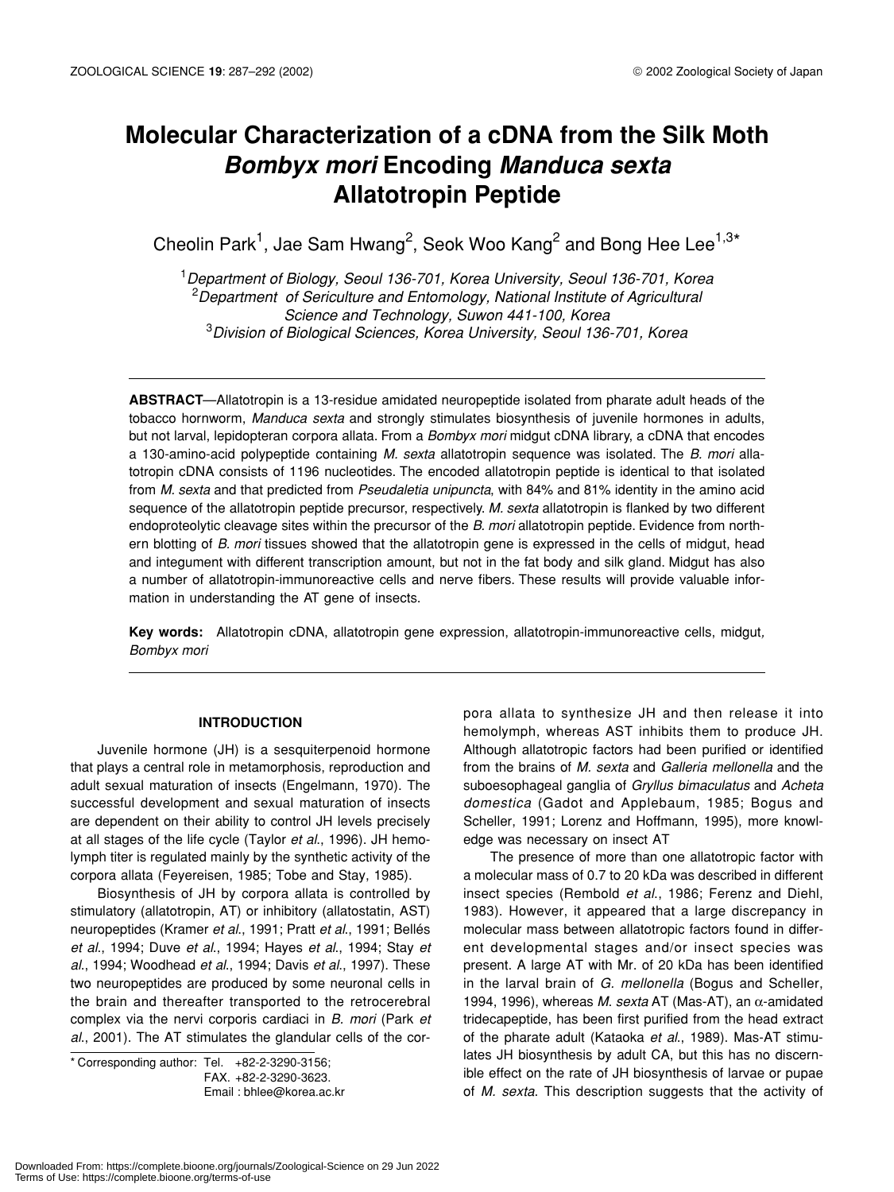# Molecular Characterization of a cDNA from the Silk Moth *Bombyx mori* Encoding *Manduca sexta* Allatotropin Peptide

Cheolin Park[1], Jae Sam Hwang[2], Seok Woo Kang[2] and Bong Hee Lee[1,3]*

[1]*Department of Biology, Seoul 136-701, Korea University, Seoul 136-701, Korea*
[2]*Department of Sericulture and Entomology, National Institute of Agricultural Science and Technology, Suwon 441-100, Korea*
[3]*Division of Biological Sciences, Korea University, Seoul 136-701, Korea*

**ABSTRACT**—Allatotropin is a 13-residue amidated neuropeptide isolated from pharate adult heads of the tobacco hornworm, *Manduca sexta* and strongly stimulates biosynthesis of juvenile hormones in adults, but not larval, lepidopteran corpora allata. From a *Bombyx mori* midgut cDNA library, a cDNA that encodes a 130-amino-acid polypeptide containing *M. sexta* allatotropin sequence was isolated. The *B. mori* allatotropin cDNA consists of 1196 nucleotides. The encoded allatotropin peptide is identical to that isolated from *M. sexta* and that predicted from *Pseudaletia unipuncta*, with 84% and 81% identity in the amino acid sequence of the allatotropin peptide precursor, respectively. *M. sexta* allatotropin is flanked by two different endoproteolytic cleavage sites within the precursor of the *B. mori* allatotropin peptide. Evidence from northern blotting of *B. mori* tissues showed that the allatotropin gene is expressed in the cells of midgut, head and integument with different transcription amount, but not in the fat body and silk gland. Midgut has also a number of allatotropin-immunoreactive cells and nerve fibers. These results will provide valuable information in understanding the AT gene of insects.

**Key words:** Allatotropin cDNA, allatotropin gene expression, allatotropin-immunoreactive cells, midgut, *Bombyx mori*

## INTRODUCTION

Juvenile hormone (JH) is a sesquiterpenoid hormone that plays a central role in metamorphosis, reproduction and adult sexual maturation of insects (Engelmann, 1970). The successful development and sexual maturation of insects are dependent on their ability to control JH levels precisely at all stages of the life cycle (Taylor *et al*., 1996). JH hemolymph titer is regulated mainly by the synthetic activity of the corpora allata (Feyereisen, 1985; Tobe and Stay, 1985).

Biosynthesis of JH by corpora allata is controlled by stimulatory (allatotropin, AT) or inhibitory (allatostatin, AST) neuropeptides (Kramer *et al*., 1991; Pratt *et al*., 1991; Bellés *et al*., 1994; Duve *et al*., 1994; Hayes *et al*., 1994; Stay *et al*., 1994; Woodhead *et al*., 1994; Davis *et al*., 1997). These two neuropeptides are produced by some neuronal cells in the brain and thereafter transported to the retrocerebral complex via the nervi corporis cardiaci in *B. mori* (Park *et al*., 2001). The AT stimulates the glandular cells of the corpora allata to synthesize JH and then release it into hemolymph, whereas AST inhibits them to produce JH. Although allatotropic factors had been purified or identified from the brains of *M. sexta* and *Galleria mellonella* and the suboesophageal ganglia of *Gryllus bimaculatus* and *Acheta domestica* (Gadot and Applebaum, 1985; Bogus and Scheller, 1991; Lorenz and Hoffmann, 1995), more knowledge was necessary on insect AT

The presence of more than one allatotropic factor with a molecular mass of 0.7 to 20 kDa was described in different insect species (Rembold *et al*., 1986; Ferenz and Diehl, 1983). However, it appeared that a large discrepancy in molecular mass between allatotropic factors found in different developmental stages and/or insect species was present. A large AT with Mr. of 20 kDa has been identified in the larval brain of *G. mellonella* (Bogus and Scheller, 1994, 1996), whereas *M. sexta* AT (Mas-AT), an α-amidated tridecapeptide, has been first purified from the head extract of the pharate adult (Kataoka *et al*., 1989). Mas-AT stimulates JH biosynthesis by adult CA, but this has no discernible effect on the rate of JH biosynthesis of larvae or pupae of *M. sexta*. This description suggests that the activity of

\* Corresponding author: Tel. +82-2-3290-3156;
FAX. +82-2-3290-3623.
Email : bhlee@korea.ac.kr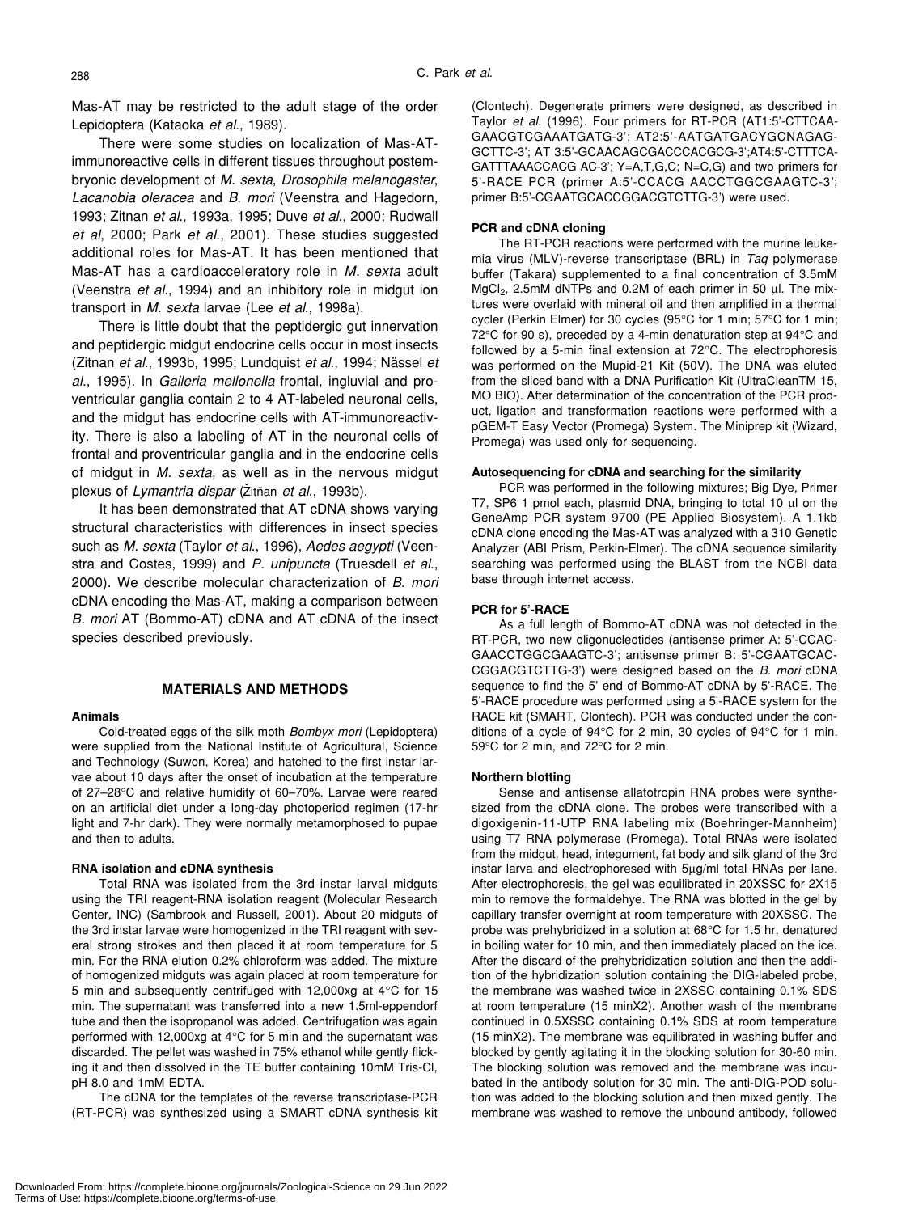Mas-AT may be restricted to the adult stage of the order Lepidoptera (Kataoka *et al*., 1989).

There were some studies on localization of Mas-AT-immunoreactive cells in different tissues throughout postembryonic development of *M. sexta*, *Drosophila melanogaster*, *Lacanobia oleracea* and *B. mori* (Veenstra and Hagedorn, 1993; Zitnan *et al*., 1993a, 1995; Duve *et al*., 2000; Rudwall *et al*, 2000; Park *et al*., 2001). These studies suggested additional roles for Mas-AT. It has been mentioned that Mas-AT has a cardioacceleratory role in *M. sexta* adult (Veenstra *et al*., 1994) and an inhibitory role in midgut ion transport in *M. sexta* larvae (Lee *et al*., 1998a).

There is little doubt that the peptidergic gut innervation and peptidergic midgut endocrine cells occur in most insects (Zitnan *et al*., 1993b, 1995; Lundquist *et al*., 1994; Nässel *et al*., 1995). In *Galleria mellonella* frontal, ingluvial and proventricular ganglia contain 2 to 4 AT-labeled neuronal cells, and the midgut has endocrine cells with AT-immunoreactivity. There is also a labeling of AT in the neuronal cells of frontal and proventricular ganglia and in the endocrine cells of midgut in *M. sexta*, as well as in the nervous midgut plexus of *Lymantria dispar* (Žitňan *et al*., 1993b).

It has been demonstrated that AT cDNA shows varying structural characteristics with differences in insect species such as *M. sexta* (Taylor *et al*., 1996), *Aedes aegypti* (Veenstra and Costes, 1999) and *P. unipuncta* (Truesdell *et al*., 2000). We describe molecular characterization of *B. mori* cDNA encoding the Mas-AT, making a comparison between *B. mori* AT (Bommo-AT) cDNA and AT cDNA of the insect species described previously.

## MATERIALS AND METHODS

### Animals

Cold-treated eggs of the silk moth *Bombyx mori* (Lepidoptera) were supplied from the National Institute of Agricultural, Science and Technology (Suwon, Korea) and hatched to the first instar larvae about 10 days after the onset of incubation at the temperature of 27–28°C and relative humidity of 60–70%. Larvae were reared on an artificial diet under a long-day photoperiod regimen (17-hr light and 7-hr dark). They were normally metamorphosed to pupae and then to adults.

### RNA isolation and cDNA synthesis

Total RNA was isolated from the 3rd instar larval midguts using the TRI reagent-RNA isolation reagent (Molecular Research Center, INC) (Sambrook and Russell, 2001). About 20 midguts of the 3rd instar larvae were homogenized in the TRI reagent with several strong strokes and then placed it at room temperature for 5 min. For the RNA elution 0.2% chloroform was added. The mixture of homogenized midguts was again placed at room temperature for 5 min and subsequently centrifuged with 12,000xg at 4°C for 15 min. The supernatant was transferred into a new 1.5ml-eppendorf tube and then the isopropanol was added. Centrifugation was again performed with 12,000xg at 4°C for 5 min and the supernatant was discarded. The pellet was washed in 75% ethanol while gently flicking it and then dissolved in the TE buffer containing 10mM Tris-Cl, pH 8.0 and 1mM EDTA.

The cDNA for the templates of the reverse transcriptase-PCR (RT-PCR) was synthesized using a SMART cDNA synthesis kit (Clontech). Degenerate primers were designed, as described in Taylor *et al*. (1996). Four primers for RT-PCR (AT1:5'-CTTCAAGAACGTCGAAATGATG-3'; AT2:5'-AATGATGACYGCNAGAGGCTTC-3'; AT 3:5'-GCAACAGCGACCCACGCG-3';AT4:5'-CTTTCAGATTTAAACCACG AC-3'; Y=A,T,G,C; N=C,G) and two primers for 5'-RACE PCR (primer A:5'-CCACG AACCTGGCGAAGTC-3'; primer B:5'-CGAATGCACCGGACGTCTTG-3') were used.

### PCR and cDNA cloning

The RT-PCR reactions were performed with the murine leukemia virus (MLV)-reverse transcriptase (BRL) in *Taq* polymerase buffer (Takara) supplemented to a final concentration of 3.5mM $MgCl_2$, 2.5mM dNTPs and 0.2M of each primer in 50 μl. The mixtures were overlaid with mineral oil and then amplified in a thermal cycler (Perkin Elmer) for 30 cycles (95°C for 1 min; 57°C for 1 min; 72°C for 90 s), preceded by a 4-min denaturation step at 94°C and followed by a 5-min final extension at 72°C. The electrophoresis was performed on the Mupid-21 Kit (50V). The DNA was eluted from the sliced band with a DNA Purification Kit (UltraCleanTM 15, MO BIO). After determination of the concentration of the PCR product, ligation and transformation reactions were performed with a pGEM-T Easy Vector (Promega) System. The Miniprep kit (Wizard, Promega) was used only for sequencing.

### Autosequencing for cDNA and searching for the similarity

PCR was performed in the following mixtures; Big Dye, Primer T7, SP6 1 pmol each, plasmid DNA, bringing to total 10 μl on the GeneAmp PCR system 9700 (PE Applied Biosystem). A 1.1kb cDNA clone encoding the Mas-AT was analyzed with a 310 Genetic Analyzer (ABI Prism, Perkin-Elmer). The cDNA sequence similarity searching was performed using the BLAST from the NCBI data base through internet access.

### PCR for 5'-RACE

As a full length of Bommo-AT cDNA was not detected in the RT-PCR, two new oligonucleotides (antisense primer A: 5'-CCACGAACCTGGCGAAGTC-3'; antisense primer B: 5'-CGAATGCACCGGACGTCTTG-3') were designed based on the *B. mori* cDNA sequence to find the 5' end of Bommo-AT cDNA by 5'-RACE. The 5'-RACE procedure was performed using a 5'-RACE system for the RACE kit (SMART, Clontech). PCR was conducted under the conditions of a cycle of 94°C for 2 min, 30 cycles of 94°C for 1 min, 59°C for 2 min, and 72°C for 2 min.

### Northern blotting

Sense and antisense allatotropin RNA probes were synthesized from the cDNA clone. The probes were transcribed with a digoxigenin-11-UTP RNA labeling mix (Boehringer-Mannheim) using T7 RNA polymerase (Promega). Total RNAs were isolated from the midgut, head, integument, fat body and silk gland of the 3rd instar larva and electrophoresed with 5μg/ml total RNAs per lane. After electrophoresis, the gel was equilibrated in 20XSSC for 2X15 min to remove the formaldehye. The RNA was blotted in the gel by capillary transfer overnight at room temperature with 20XSSC. The probe was prehybridized in a solution at 68°C for 1.5 hr, denatured in boiling water for 10 min, and then immediately placed on the ice. After the discard of the prehybridization solution and then the addition of the hybridization solution containing the DIG-labeled probe, the membrane was washed twice in 2XSSC containing 0.1% SDS at room temperature (15 minX2). Another wash of the membrane continued in 0.5XSSC containing 0.1% SDS at room temperature (15 minX2). The membrane was equilibrated in washing buffer and blocked by gently agitating it in the blocking solution for 30-60 min. The blocking solution was removed and the membrane was incubated in the antibody solution for 30 min. The anti-DIG-POD solution was added to the blocking solution and then mixed gently. The membrane was washed to remove the unbound antibody, followed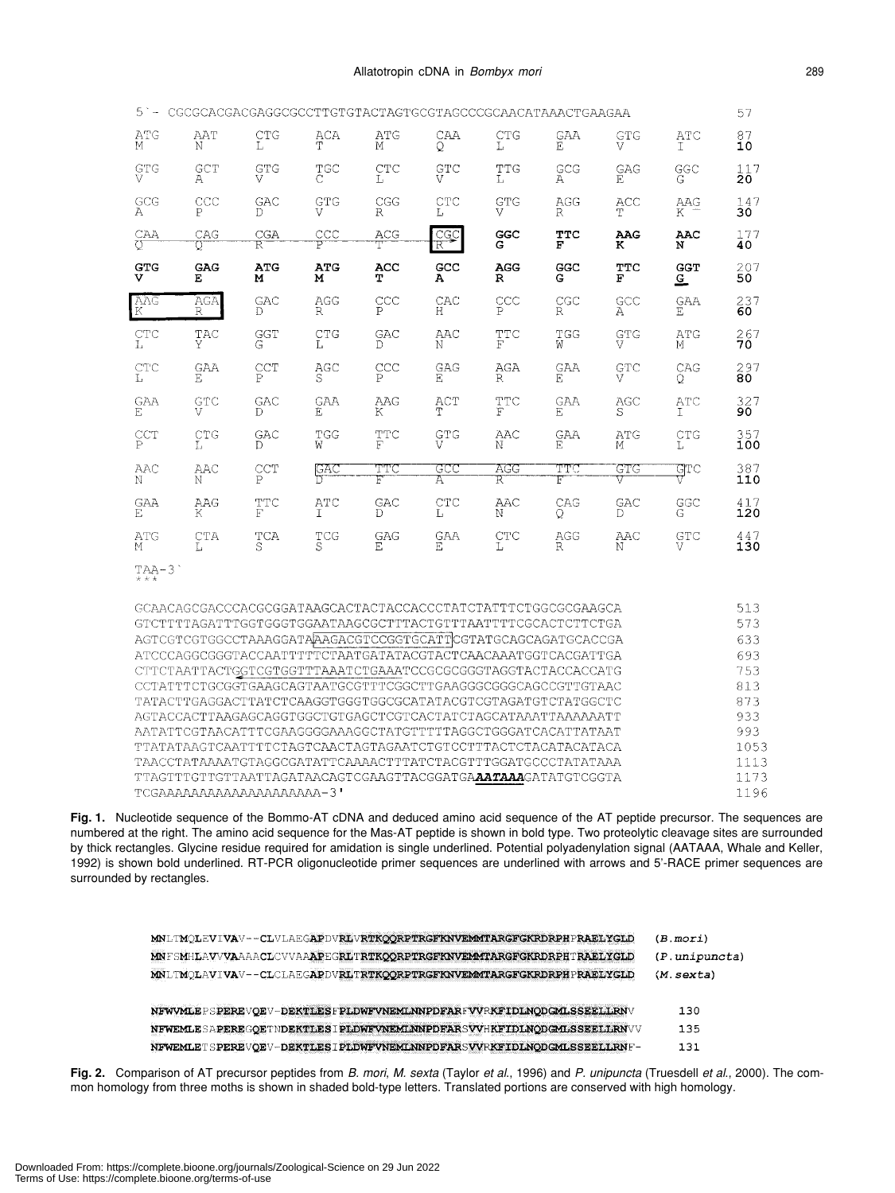```
5'- CGCGCACGACGAGGCGCCTTGTGTACTAGTGCGTAGCCCCGCAACATAAACTGAAGAA                57

ATG  AAT  CTG  ACA  ATG  CAA  CTG  GAA  GTG  ATC     87
M    N    L    T    M    Q    L    E    V    I       10

GTG  GCT  GTG  TGC  CTC  GTC  TTG  GCG  GAG  GGC    117
V    A    V    C    L    V    L    A    E    G       20

GCG  CCC  GAC  GTG  CGG  CTC  GTG  AGG  ACC  AAG    147
A    P    D    V    R    L    V    R    T    K       30

CAA  CAG  CGA  CCC  ACG  CGC  GGC  TTC  AAG  AAC    177
Q    Q    R    P    T    R    G    F    K    N       40

GTG  GAG  ATG  ATG  ACC  GCC  AGG  GGC  TTC  GGT    207
V    E    M    M    T    A    R    G    F    G       50

AAG  AGA  GAC  AGG  CCC  CAC  CCC  CGC  GCC  GAA    237
K    R    D    R    P    H    P    R    A    E       60

CTC  TAC  GGT  CTG  GAC  AAC  TTC  TGG  GTG  ATG    267
L    Y    G    L    D    N    F    W    V    M       70

CTC  GAA  CCT  AGC  CCC  GAG  AGA  GAA  GTC  CAG    297
L    E    P    S    P    E    R    E    V    Q       80

GAA  GTC  GAC  GAA  AAG  ACT  TTC  GAA  AGC  ATC    327
E    V    D    E    K    T    F    E    S    I       90

CCT  CTG  GAC  TGG  TTC  GTG  AAC  GAA  ATG  CTG    357
P    L    D    W    F    V    N    E    M    L      100

AAC  AAC  CCT  GAC  TTC  GCC  AGG  TTC  GTG  GTC    387
N    N    P    D    F    A    R    F    V    V      110

GAA  AAG  TTC  ATC  GAC  CTC  AAC  CAG  GAC  GGC    417
E    K    F    I    D    L    N    Q    D    G      120

ATG  CTA  TCA  TCG  GAG  GAA  CTC  AGG  AAC  GTC    447
M    L    S    S    E    E    L    R    N    V      130

TAA-3'
***

GCAACAGCGACCCACGCGGATAAGCACTACTACCACCCTATCTATTTCTGGCGCGAAGCA    513
GTCTTTTAGATTTGGTGGGTGGAATAAGCGCTTTACTGTTTAATTTTCGCACTCTTCTGA    573
AGTCGTCGTGGCCTAAAGGATAAAGACGTCCGGTGCATTCGTATGCAGCAGATGCACCGA    633
ATCCCAGGCGGGTACCAATTTTTCTAATGATATACGTACTCAACAAATGGTCACGATTGA    693
CTTCTAATTACTGGTCGTGGTTTAAATCTGAAATCCGCGCGGGTAGGTACTACCACCATG    753
CCTATTTCTGCGGTGAAGCAGTAATGCGTTTCGGCTTGAAGGGCGGGCAGCCGTTGTAAC    813
TATACTTGAGGACTTATCTCAAGGTGGGTGGCGCATATACGTCGTAGATGTCTATGGCTC    873
AGTACCACTTAAGAGCAGGTGGCTGTGAGCTCGTCACTATCTAGCATAAATTAAAAAATT    933
AATATTCGTAACATTTCGAAGGGGAAAGGCTATGTTTTTAGGCTGGGATCACATTATAAT    993
TTATATAAGTCAATTTTCTAGTCAACTAGTAGAATCTGTCCTTTACTCTACATACATACA   1053
TAACCTATAAAATGTAGGCGATATTCAAAACTTTATCTACGTTTGGATGCCCTATATAAA   1113
TTAGTTTGTTGTTAATTAGATAACAGTCGAAGTTACGGATGAAATAAAGATATGTCGGTA   1173
TCGAAAAAAAAAAAAAAAAAAAA-3'                                     1196
```

**Fig. 1.** Nucleotide sequence of the Bommo-AT cDNA and deduced amino acid sequence of the AT peptide precursor. The sequences are numbered at the right. The amino acid sequence for the Mas-AT peptide is shown in bold type. Two proteolytic cleavage sites are surrounded by thick rectangles. Glycine residue required for amidation is single underlined. Potential polyadenylation signal (AATAAA, Whale and Keller, 1992) is shown bold underlined. RT-PCR oligonucleotide primer sequences are underlined with arrows and 5'-RACE primer sequences are surrounded by rectangles.

```
MNLTMQLEVIVAV--CLVLAEGAPDVRLVRTKQQRPTRGFKNVEMMTARGFGKRDRPHPRAELYGLD   (B.mori)
MNFSMHLAVVVAAAACLCVVAAAPEGRLTRTKQQRPTRGFKNVEMMTARGFGKRDRPHTRAELYGLD  (P.unipuncta)
MNLTMQLAVIVAV--CLCLAEGAPDVRLTRTKQQRPTRGFKNVEMMTARGFGKRDRPHPRAELYGLD   (M.sexta)

NFWVMLEPSPEREVQEV-DEKTLESFPLDWFVNEMLNNPDFARFVVRKFIDLNQDGMLSSEELLRNV    130
NFWEMLESAPEREGQETNDEKTLESIPLDWFVNEMLNNPDFARSVVHKFIDLNQDGMLSSEELLRNVV   135
NFWEMLETSPEREVQEV-DEKTLESIPLDWFVNEMLNNPDFARSVVRKFIDLNQDGMLSSEELLRNF-   131
```

**Fig. 2.** Comparison of AT precursor peptides from *B. mori*, *M. sexta* (Taylor *et al.*, 1996) and *P. unipuncta* (Truesdell *et al.*, 2000). The common homology from three moths is shown in shaded bold-type letters. Translated portions are conserved with high homology.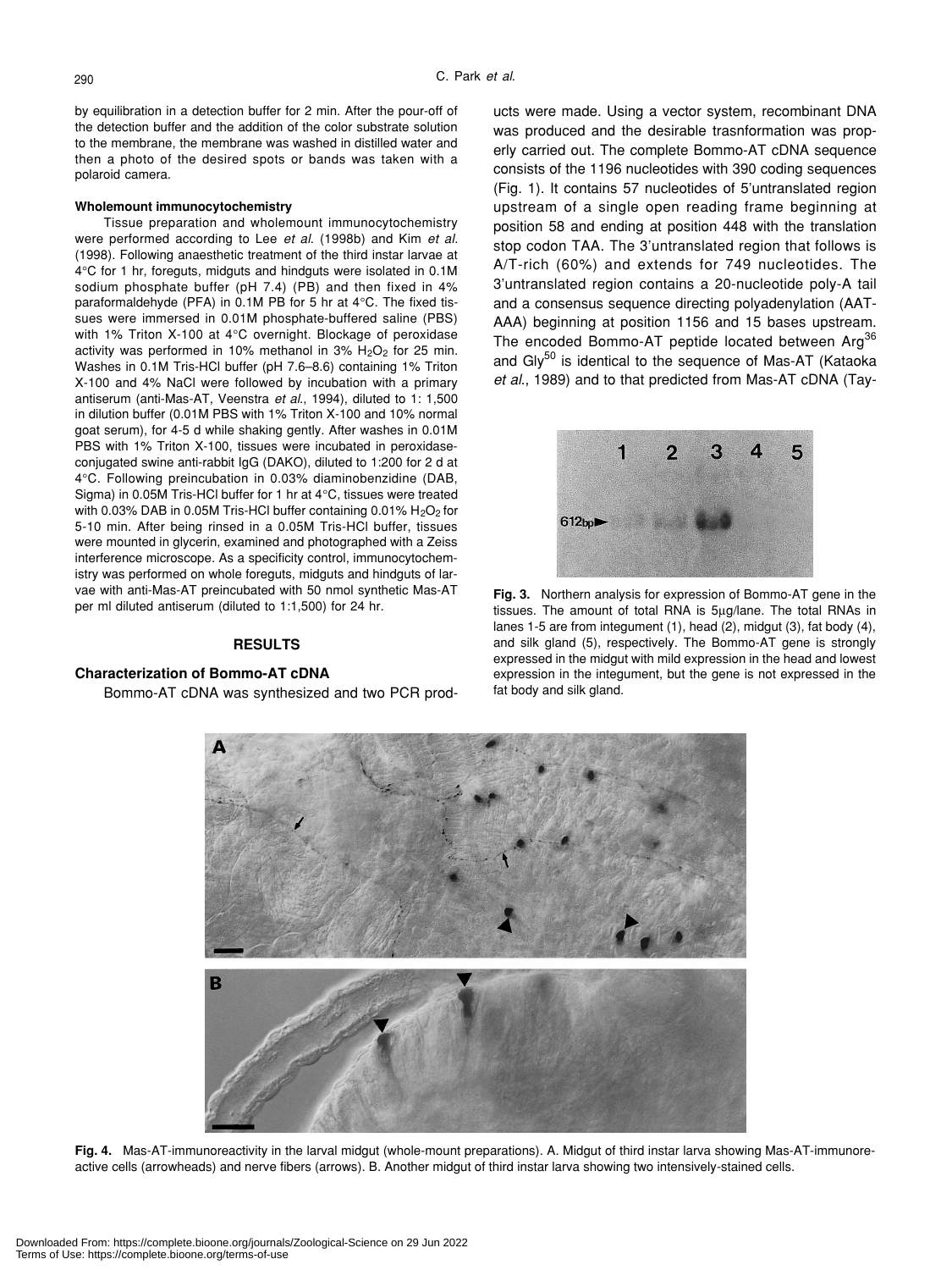by equilibration in a detection buffer for 2 min. After the pour-off of the detection buffer and the addition of the color substrate solution to the membrane, the membrane was washed in distilled water and then a photo of the desired spots or bands was taken with a polaroid camera.

#### Wholemount immunocytochemistry

Tissue preparation and wholemount immunocytochemistry were performed according to Lee *et al*. (1998b) and Kim *et al*. (1998). Following anaesthetic treatment of the third instar larvae at 4°C for 1 hr, foreguts, midguts and hindguts were isolated in 0.1M sodium phosphate buffer (pH 7.4) (PB) and then fixed in 4% paraformaldehyde (PFA) in 0.1M PB for 5 hr at 4°C. The fixed tissues were immersed in 0.01M phosphate-buffered saline (PBS) with 1% Triton X-100 at 4°C overnight. Blockage of peroxidase activity was performed in 10% methanol in 3% $H_2O_2$ for 25 min. Washes in 0.1M Tris-HCl buffer (pH 7.6–8.6) containing 1% Triton X-100 and 4% NaCl were followed by incubation with a primary antiserum (anti-Mas-AT, Veenstra *et al*., 1994), diluted to 1: 1,500 in dilution buffer (0.01M PBS with 1% Triton X-100 and 10% normal goat serum), for 4-5 d while shaking gently. After washes in 0.01M PBS with 1% Triton X-100, tissues were incubated in peroxidase-conjugated swine anti-rabbit IgG (DAKO), diluted to 1:200 for 2 d at 4°C. Following preincubation in 0.03% diaminobenzidine (DAB, Sigma) in 0.05M Tris-HCl buffer for 1 hr at 4°C, tissues were treated with 0.03% DAB in 0.05M Tris-HCl buffer containing 0.01% $H_2O_2$ for 5-10 min. After being rinsed in a 0.05M Tris-HCl buffer, tissues were mounted in glycerin, examined and photographed with a Zeiss interference microscope. As a specificity control, immunocytochemistry was performed on whole foreguts, midguts and hindguts of larvae with anti-Mas-AT preincubated with 50 nmol synthetic Mas-AT per ml diluted antiserum (diluted to 1:1,500) for 24 hr.

## RESULTS

#### Characterization of Bommo-AT cDNA

Bommo-AT cDNA was synthesized and two PCR products were made. Using a vector system, recombinant DNA was produced and the desirable trasnformation was properly carried out. The complete Bommo-AT cDNA sequence consists of the 1196 nucleotides with 390 coding sequences (Fig. 1). It contains 57 nucleotides of 5'untranslated region upstream of a single open reading frame beginning at position 58 and ending at position 448 with the translation stop codon TAA. The 3'untranslated region that follows is A/T-rich (60%) and extends for 749 nucleotides. The 3'untranslated region contains a 20-nucleotide poly-A tail and a consensus sequence directing polyadenylation (AATAAA) beginning at position 1156 and 15 bases upstream. The encoded Bommo-AT peptide located between $Arg^{36}$ and $Gly^{50}$ is identical to the sequence of Mas-AT (Kataoka *et al*., 1989) and to that predicted from Mas-AT cDNA (Tay-

**Fig. 3.** Northern analysis for expression of Bommo-AT gene in the tissues. The amount of total RNA is 5µg/lane. The total RNAs in lanes 1-5 are from integument (1), head (2), midgut (3), fat body (4), and silk gland (5), respectively. The Bommo-AT gene is strongly expressed in the midgut with mild expression in the head and lowest expression in the integument, but the gene is not expressed in the fat body and silk gland.

**Fig. 4.** Mas-AT-immunoreactivity in the larval midgut (whole-mount preparations). A. Midgut of third instar larva showing Mas-AT-immunoreactive cells (arrowheads) and nerve fibers (arrows). B. Another midgut of third instar larva showing two intensively-stained cells.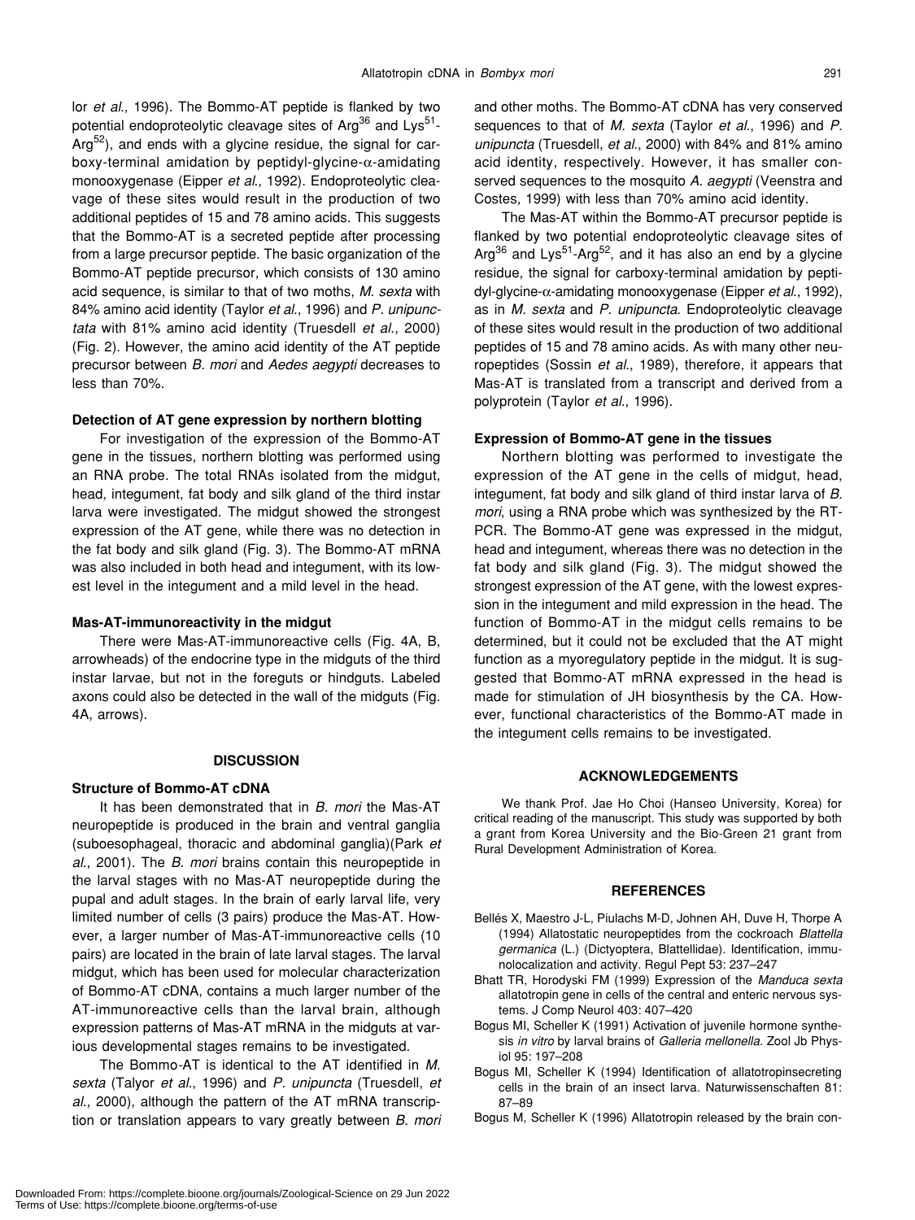lor *et al*., 1996). The Bommo-AT peptide is flanked by two potential endoproteolytic cleavage sites of $Arg^{36}$ and $Lys^{51}$-$Arg^{52}$), and ends with a glycine residue, the signal for carboxy-terminal amidation by peptidyl-glycine-α-amidating monooxygenase (Eipper *et al*., 1992). Endoproteolytic cleavage of these sites would result in the production of two additional peptides of 15 and 78 amino acids. This suggests that the Bommo-AT is a secreted peptide after processing from a large precursor peptide. The basic organization of the Bommo-AT peptide precursor, which consists of 130 amino acid sequence, is similar to that of two moths, *M. sexta* with 84% amino acid identity (Taylor *et al*., 1996) and *P. unipunctata* with 81% amino acid identity (Truesdell *et al*., 2000) (Fig. 2). However, the amino acid identity of the AT peptide precursor between *B. mori* and *Aedes aegypti* decreases to less than 70%.

### Detection of AT gene expression by northern blotting

For investigation of the expression of the Bommo-AT gene in the tissues, northern blotting was performed using an RNA probe. The total RNAs isolated from the midgut, head, integument, fat body and silk gland of the third instar larva were investigated. The midgut showed the strongest expression of the AT gene, while there was no detection in the fat body and silk gland (Fig. 3). The Bommo-AT mRNA was also included in both head and integument, with its lowest level in the integument and a mild level in the head.

### Mas-AT-immunoreactivity in the midgut

There were Mas-AT-immunoreactive cells (Fig. 4A, B, arrowheads) of the endocrine type in the midguts of the third instar larvae, but not in the foreguts or hindguts. Labeled axons could also be detected in the wall of the midguts (Fig. 4A, arrows).

## DISCUSSION

### Structure of Bommo-AT cDNA

It has been demonstrated that in *B. mori* the Mas-AT neuropeptide is produced in the brain and ventral ganglia (suboesophageal, thoracic and abdominal ganglia)(Park *et al*., 2001). The *B. mori* brains contain this neuropeptide in the larval stages with no Mas-AT neuropeptide during the pupal and adult stages. In the brain of early larval life, very limited number of cells (3 pairs) produce the Mas-AT. However, a larger number of Mas-AT-immunoreactive cells (10 pairs) are located in the brain of late larval stages. The larval midgut, which has been used for molecular characterization of Bommo-AT cDNA, contains a much larger number of the AT-immunoreactive cells than the larval brain, although expression patterns of Mas-AT mRNA in the midguts at various developmental stages remains to be investigated.

The Bommo-AT is identical to the AT identified in *M. sexta* (Talyor *et al*., 1996) and *P. unipuncta* (Truesdell, *et al*., 2000), although the pattern of the AT mRNA transcription or translation appears to vary greatly between *B. mori* and other moths. The Bommo-AT cDNA has very conserved sequences to that of *M. sexta* (Taylor *et al*., 1996) and *P. unipuncta* (Truesdell, *et al*., 2000) with 84% and 81% amino acid identity, respectively. However, it has smaller conserved sequences to the mosquito *A. aegypti* (Veenstra and Costes, 1999) with less than 70% amino acid identity.

The Mas-AT within the Bommo-AT precursor peptide is flanked by two potential endoproteolytic cleavage sites of $Arg^{36}$ and $Lys^{51}$-$Arg^{52}$, and it has also an end by a glycine residue, the signal for carboxy-terminal amidation by peptidyl-glycine-α-amidating monooxygenase (Eipper *et al*., 1992), as in *M. sexta* and *P. unipuncta*. Endoproteolytic cleavage of these sites would result in the production of two additional peptides of 15 and 78 amino acids. As with many other neuropeptides (Sossin *et al*., 1989), therefore, it appears that Mas-AT is translated from a transcript and derived from a polyprotein (Taylor *et al*., 1996).

### Expression of Bommo-AT gene in the tissues

Northern blotting was performed to investigate the expression of the AT gene in the cells of midgut, head, integument, fat body and silk gland of third instar larva of *B. mori*, using a RNA probe which was synthesized by the RT-PCR. The Bommo-AT gene was expressed in the midgut, head and integument, whereas there was no detection in the fat body and silk gland (Fig. 3). The midgut showed the strongest expression of the AT gene, with the lowest expression in the integument and mild expression in the head. The function of Bommo-AT in the midgut cells remains to be determined, but it could not be excluded that the AT might function as a myoregulatory peptide in the midgut. It is suggested that Bommo-AT mRNA expressed in the head is made for stimulation of JH biosynthesis by the CA. However, functional characteristics of the Bommo-AT made in the integument cells remains to be investigated.

## ACKNOWLEDGEMENTS

We thank Prof. Jae Ho Choi (Hanseo University, Korea) for critical reading of the manuscript. This study was supported by both a grant from Korea University and the Bio-Green 21 grant from Rural Development Administration of Korea.

## REFERENCES

Bellés X, Maestro J-L, Piulachs M-D, Johnen AH, Duve H, Thorpe A (1994) Allatostatic neuropeptides from the cockroach *Blattella germanica* (L.) (Dictyoptera, Blattellidae). Identification, immunolocalization and activity. Regul Pept 53: 237–247

Bhatt TR, Horodyski FM (1999) Expression of the *Manduca sexta* allatotropin gene in cells of the central and enteric nervous systems. J Comp Neurol 403: 407–420

Bogus MI, Scheller K (1991) Activation of juvenile hormone synthesis *in vitro* by larval brains of *Galleria mellonella*. Zool Jb Physiol 95: 197–208

Bogus MI, Scheller K (1994) Identification of allatotropinsecreting cells in the brain of an insect larva. Naturwissenschaften 81: 87–89

Bogus M, Scheller K (1996) Allatotropin released by the brain con-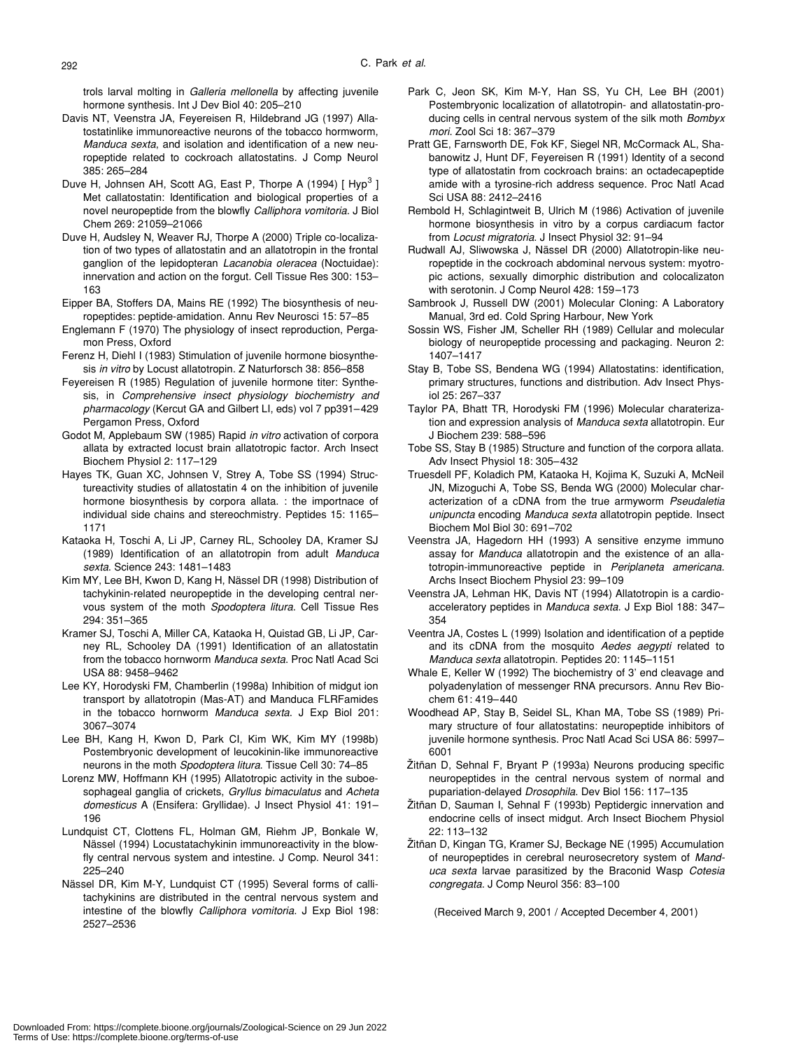trols larval molting in *Galleria mellonella* by affecting juvenile hormone synthesis. Int J Dev Biol 40: 205–210

Davis NT, Veenstra JA, Feyereisen R, Hildebrand JG (1997) Allatostatinlike immunoreactive neurons of the tobacco hormworm, *Manduca sexta*, and isolation and identification of a new neuropeptide related to cockroach allatostatins. J Comp Neurol 385: 265–284

Duve H, Johnsen AH, Scott AG, East P, Thorpe A (1994) [ Hyp$^3$ ] Met callatostatin: Identification and biological properties of a novel neuropeptide from the blowfly *Calliphora vomitoria*. J Biol Chem 269: 21059–21066

Duve H, Audsley N, Weaver RJ, Thorpe A (2000) Triple co-localization of two types of allatostatin and an allatotropin in the frontal ganglion of the lepidopteran *Lacanobia oleracea* (Noctuidae): innervation and action on the forgut. Cell Tissue Res 300: 153–163

Eipper BA, Stoffers DA, Mains RE (1992) The biosynthesis of neuropeptides: peptide-amidation. Annu Rev Neurosci 15: 57–85

Englemann F (1970) The physiology of insect reproduction, Pergamon Press, Oxford

Ferenz H, Diehl I (1983) Stimulation of juvenile hormone biosynthesis *in vitro* by Locust allatotropin. Z Naturforsch 38: 856–858

Feyereisen R (1985) Regulation of juvenile hormone titer: Synthesis, in *Comprehensive insect physiology biochemistry and pharmacology* (Kercut GA and Gilbert LI, eds) vol 7 pp391–429 Pergamon Press, Oxford

Godot M, Applebaum SW (1985) Rapid *in vitro* activation of corpora allata by extracted locust brain allatotropic factor. Arch Insect Biochem Physiol 2: 117–129

Hayes TK, Guan XC, Johnsen V, Strey A, Tobe SS (1994) Structureactivity studies of allatostatin 4 on the inhibition of juvenile hormone biosynthesis by corpora allata. : the importnace of individual side chains and stereochmistry. Peptides 15: 1165–1171

Kataoka H, Toschi A, Li JP, Carney RL, Schooley DA, Kramer SJ (1989) Identification of an allatotropin from adult *Manduca sexta*. Science 243: 1481–1483

Kim MY, Lee BH, Kwon D, Kang H, Nässel DR (1998) Distribution of tachykinin-related neuropeptide in the developing central nervous system of the moth *Spodoptera litura*. Cell Tissue Res 294: 351–365

Kramer SJ, Toschi A, Miller CA, Kataoka H, Quistad GB, Li JP, Carney RL, Schooley DA (1991) Identification of an allatostatin from the tobacco hornworm *Manduca sexta*. Proc Natl Acad Sci USA 88: 9458–9462

Lee KY, Horodyski FM, Chamberlin (1998a) Inhibition of midgut ion transport by allatotropin (Mas-AT) and Manduca FLRFamides in the tobacco hornworm *Manduca sexta*. J Exp Biol 201: 3067–3074

Lee BH, Kang H, Kwon D, Park CI, Kim WK, Kim MY (1998b) Postembryonic development of leucokinin-like immunoreactive neurons in the moth *Spodoptera litura*. Tissue Cell 30: 74–85

Lorenz MW, Hoffmann KH (1995) Allatotropic activity in the suboesophageal ganglia of crickets, *Gryllus bimaculatus* and *Acheta domesticus* A (Ensifera: Gryllidae). J Insect Physiol 41: 191–196

Lundquist CT, Clottens FL, Holman GM, Riehm JP, Bonkale W, Nässel (1994) Locustatachykinin immunoreactivity in the blowfly central nervous system and intestine. J Comp. Neurol 341: 225–240

Nässel DR, Kim M-Y, Lundquist CT (1995) Several forms of callitachykinins are distributed in the central nervous system and intestine of the blowfly *Calliphora vomitoria*. J Exp Biol 198: 2527–2536

Park C, Jeon SK, Kim M-Y, Han SS, Yu CH, Lee BH (2001) Postembryonic localization of allatotropin- and allatostatin-producing cells in central nervous system of the silk moth *Bombyx mori*. Zool Sci 18: 367–379

Pratt GE, Farnsworth DE, Fok KF, Siegel NR, McCormack AL, Shabanowitz J, Hunt DF, Feyereisen R (1991) Identity of a second type of allatostatin from cockroach brains: an octadecapeptide amide with a tyrosine-rich address sequence. Proc Natl Acad Sci USA 88: 2412–2416

Rembold H, Schlagintweit B, Ulrich M (1986) Activation of juvenile hormone biosynthesis in vitro by a corpus cardiacum factor from *Locust migratoria*. J Insect Physiol 32: 91–94

Rudwall AJ, Sliwowska J, Nässel DR (2000) Allatotropin-like neuropeptide in the cockroach abdominal nervous system: myotropic actions, sexually dimorphic distribution and colocalizaton with serotonin. J Comp Neurol 428: 159–173

Sambrook J, Russell DW (2001) Molecular Cloning: A Laboratory Manual, 3rd ed. Cold Spring Harbour, New York

Sossin WS, Fisher JM, Scheller RH (1989) Cellular and molecular biology of neuropeptide processing and packaging. Neuron 2: 1407–1417

Stay B, Tobe SS, Bendena WG (1994) Allatostatins: identification, primary structures, functions and distribution. Adv Insect Physiol 25: 267–337

Taylor PA, Bhatt TR, Horodyski FM (1996) Molecular charaterization and expression analysis of *Manduca sexta* allatotropin. Eur J Biochem 239: 588–596

Tobe SS, Stay B (1985) Structure and function of the corpora allata. Adv Insect Physiol 18: 305–432

Truesdell PF, Koladich PM, Kataoka H, Kojima K, Suzuki A, McNeil JN, Mizoguchi A, Tobe SS, Benda WG (2000) Molecular characterization of a cDNA from the true armyworm *Pseudaletia unipuncta* encoding *Manduca sexta* allatotropin peptide. Insect Biochem Mol Biol 30: 691–702

Veenstra JA, Hagedorn HH (1993) A sensitive enzyme immuno assay for *Manduca* allatotropin and the existence of an allatotropin-immunoreactive peptide in *Periplaneta americana*. Archs Insect Biochem Physiol 23: 99–109

Veenstra JA, Lehman HK, Davis NT (1994) Allatotropin is a cardioacceleratory peptides in *Manduca sexta*. J Exp Biol 188: 347–354

Veentra JA, Costes L (1999) Isolation and identification of a peptide and its cDNA from the mosquito *Aedes aegypti* related to *Manduca sexta* allatotropin. Peptides 20: 1145–1151

Whale E, Keller W (1992) The biochemistry of 3' end cleavage and polyadenylation of messenger RNA precursors. Annu Rev Biochem 61: 419–440

Woodhead AP, Stay B, Seidel SL, Khan MA, Tobe SS (1989) Primary structure of four allatostatins: neuropeptide inhibitors of juvenile hormone synthesis. Proc Natl Acad Sci USA 86: 5997–6001

Žitňan D, Sehnal F, Bryant P (1993a) Neurons producing specific neuropeptides in the central nervous system of normal and pupariation-delayed *Drosophila*. Dev Biol 156: 117–135

Žitňan D, Sauman I, Sehnal F (1993b) Peptidergic innervation and endocrine cells of insect midgut. Arch Insect Biochem Physiol 22: 113–132

Žitňan D, Kingan TG, Kramer SJ, Beckage NE (1995) Accumulation of neuropeptides in cerebral neurosecretory system of *Manduca sexta* larvae parasitized by the Braconid Wasp *Cotesia congregata*. J Comp Neurol 356: 83–100

(Received March 9, 2001 / Accepted December 4, 2001)